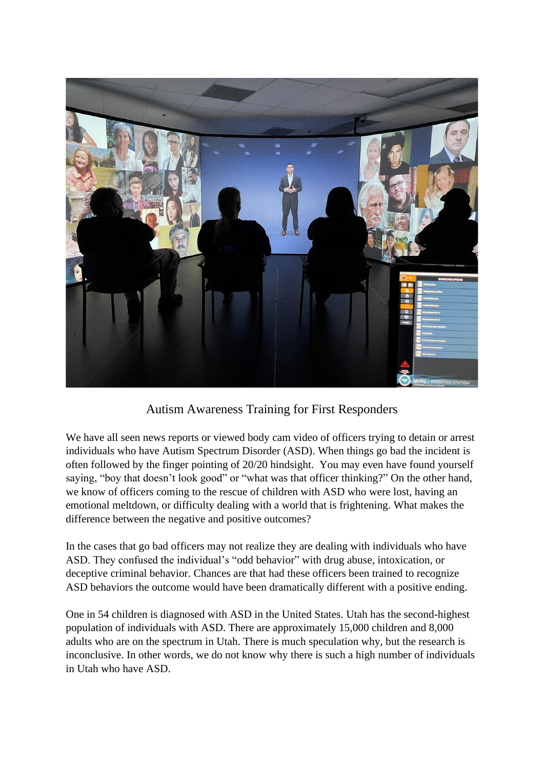# Autism Awareness Training for First Responders

We have all seen news reports or viewed body cam video of officers trying to detain or arrest individuals who have Autism Spectrum Disorder (ASD). When things go bad the incident is often followed by the finger pointing of 20/20 hindsight. You may even have found yourself saying, "boy that doesn't look good" or "what was that officer thinking?" On the other hand, we know of officers coming to the rescue of children with ASD who were lost, having an emotional meltdown, or difficulty dealing with a world that is frightening. What makes the difference between the negative and positive outcomes?

In the cases that go bad officers may not realize they are dealing with individuals who have ASD. They confused the individual's "odd behavior" with drug abuse, intoxication, or deceptive criminal behavior. Chances are that had these officers been trained to recognize ASD behaviors the outcome would have been dramatically different with a positive ending.

One in 54 children is diagnosed with ASD in the United States. Utah has the second-highest population of individuals with ASD. There are approximately 15,000 children and 8,000 adults who are on the spectrum in Utah. There is much speculation why, but the research is inconclusive. In other words, we do not know why there is such a high number of individuals in Utah who have ASD.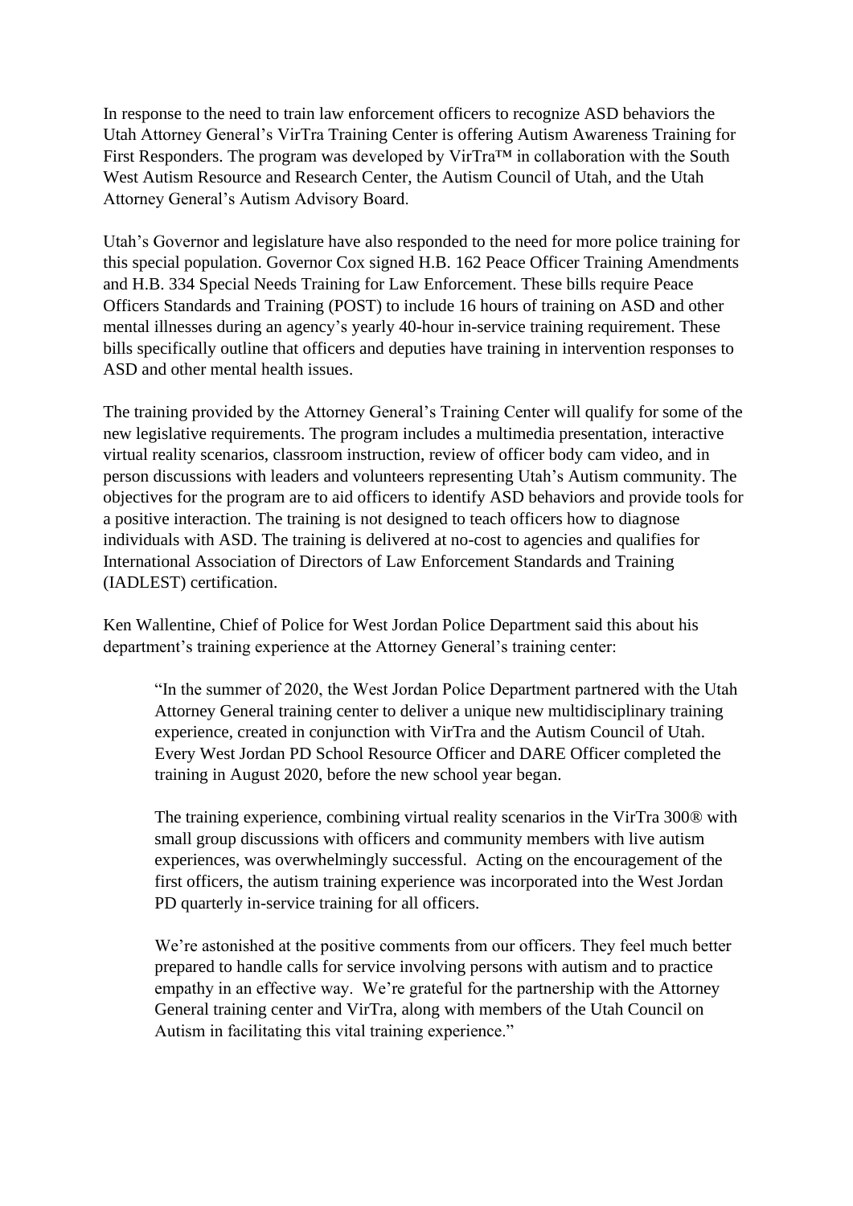In response to the need to train law enforcement officers to recognize ASD behaviors the Utah Attorney General's VirTra Training Center is offering Autism Awareness Training for First Responders. The program was developed by VirTra™ in collaboration with the South West Autism Resource and Research Center, the Autism Council of Utah, and the Utah Attorney General's Autism Advisory Board.

Utah's Governor and legislature have also responded to the need for more police training for this special population. Governor Cox signed H.B. 162 Peace Officer Training Amendments and H.B. 334 Special Needs Training for Law Enforcement. These bills require Peace Officers Standards and Training (POST) to include 16 hours of training on ASD and other mental illnesses during an agency's yearly 40-hour in-service training requirement. These bills specifically outline that officers and deputies have training in intervention responses to ASD and other mental health issues.

The training provided by the Attorney General's Training Center will qualify for some of the new legislative requirements. The program includes a multimedia presentation, interactive virtual reality scenarios, classroom instruction, review of officer body cam video, and in person discussions with leaders and volunteers representing Utah's Autism community. The objectives for the program are to aid officers to identify ASD behaviors and provide tools for a positive interaction. The training is not designed to teach officers how to diagnose individuals with ASD. The training is delivered at no-cost to agencies and qualifies for International Association of Directors of Law Enforcement Standards and Training (IADLEST) certification.

Ken Wallentine, Chief of Police for West Jordan Police Department said this about his department's training experience at the Attorney General's training center:

> "In the summer of 2020, the West Jordan Police Department partnered with the Utah Attorney General training center to deliver a unique new multidisciplinary training experience, created in conjunction with VirTra and the Autism Council of Utah. Every West Jordan PD School Resource Officer and DARE Officer completed the training in August 2020, before the new school year began.
>
> The training experience, combining virtual reality scenarios in the VirTra 300® with small group discussions with officers and community members with live autism experiences, was overwhelmingly successful. Acting on the encouragement of the first officers, the autism training experience was incorporated into the West Jordan PD quarterly in-service training for all officers.
>
> We're astonished at the positive comments from our officers. They feel much better prepared to handle calls for service involving persons with autism and to practice empathy in an effective way. We're grateful for the partnership with the Attorney General training center and VirTra, along with members of the Utah Council on Autism in facilitating this vital training experience."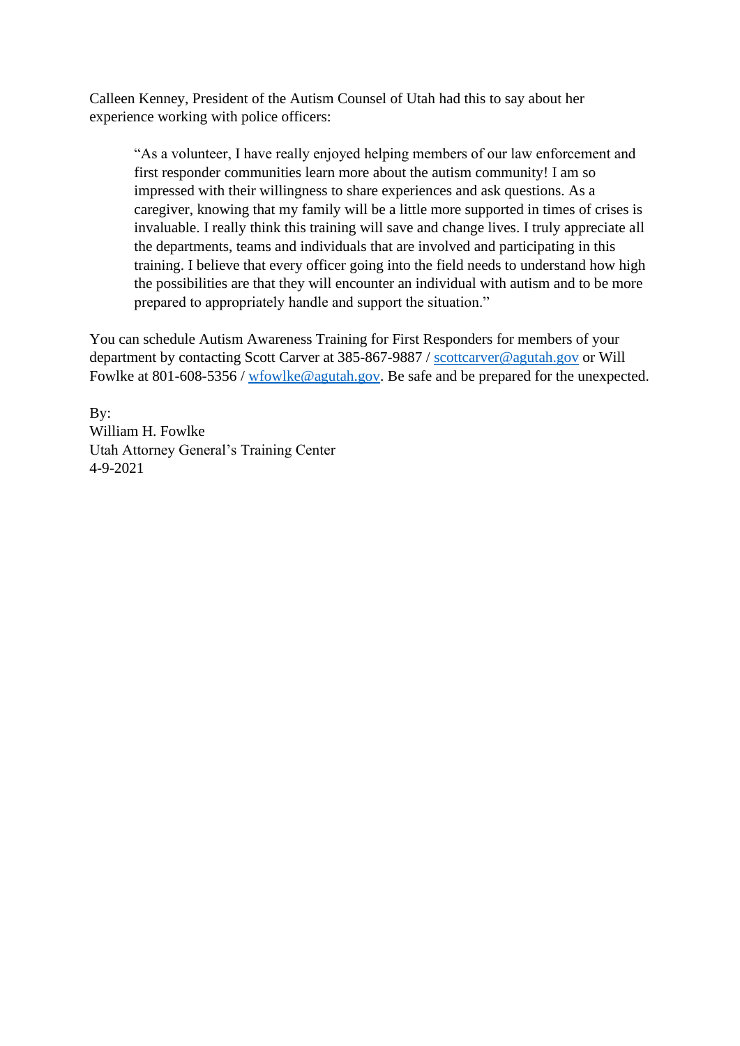Calleen Kenney, President of the Autism Counsel of Utah had this to say about her experience working with police officers:

> "As a volunteer, I have really enjoyed helping members of our law enforcement and first responder communities learn more about the autism community! I am so impressed with their willingness to share experiences and ask questions. As a caregiver, knowing that my family will be a little more supported in times of crises is invaluable. I really think this training will save and change lives. I truly appreciate all the departments, teams and individuals that are involved and participating in this training. I believe that every officer going into the field needs to understand how high the possibilities are that they will encounter an individual with autism and to be more prepared to appropriately handle and support the situation."

You can schedule Autism Awareness Training for First Responders for members of your department by contacting Scott Carver at 385-867-9887 / scottcarver@agutah.gov or Will Fowlke at 801-608-5356 / wfowlke@agutah.gov. Be safe and be prepared for the unexpected.

By:
William H. Fowlke
Utah Attorney General's Training Center
4-9-2021